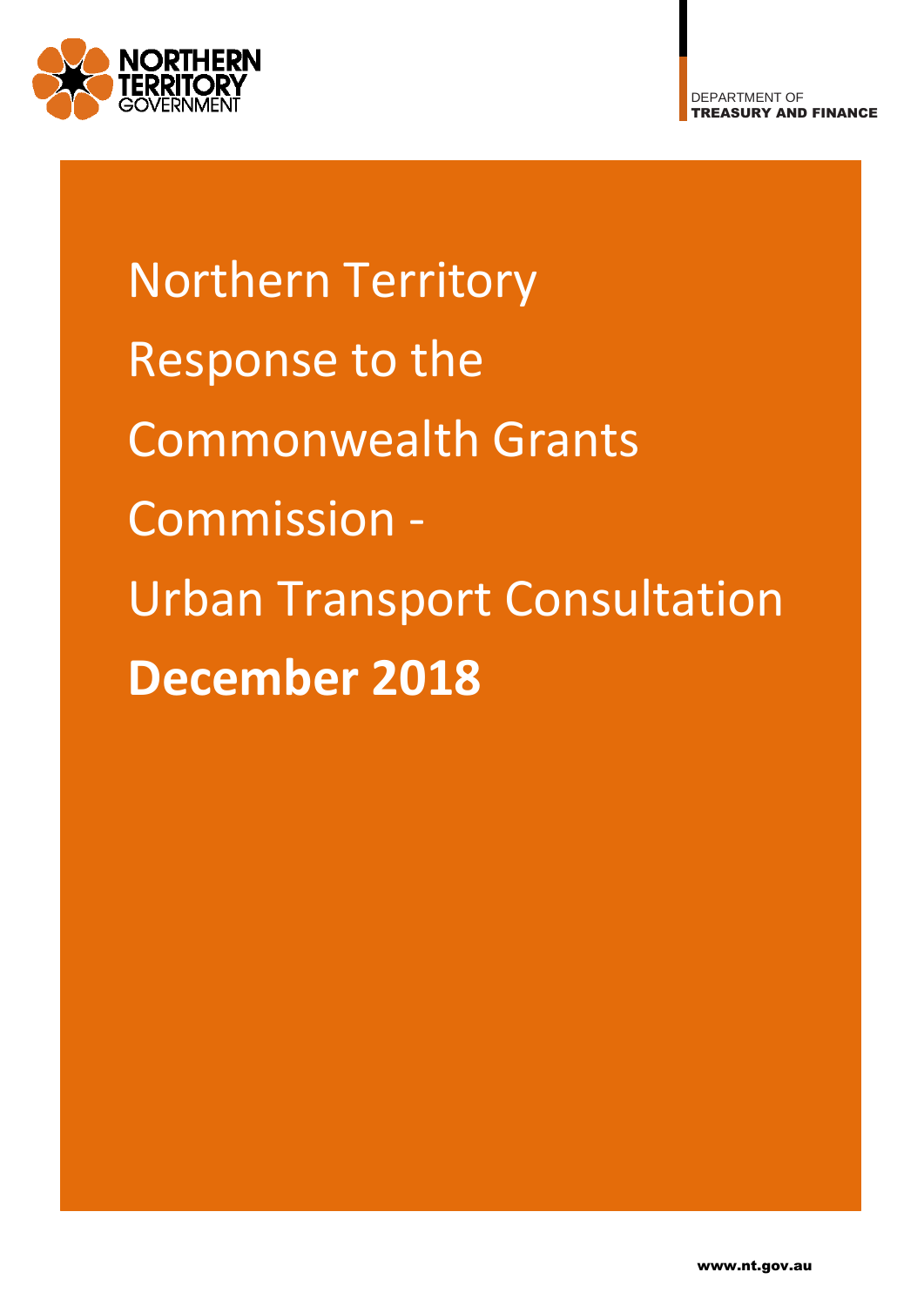NORTHERN TERRITORY GOVERNMENT

DEPARTMENT OF
TREASURY AND FINANCE

# Northern Territory Response to the Commonwealth Grants Commission - Urban Transport Consultation

**December 2018**

www.nt.gov.au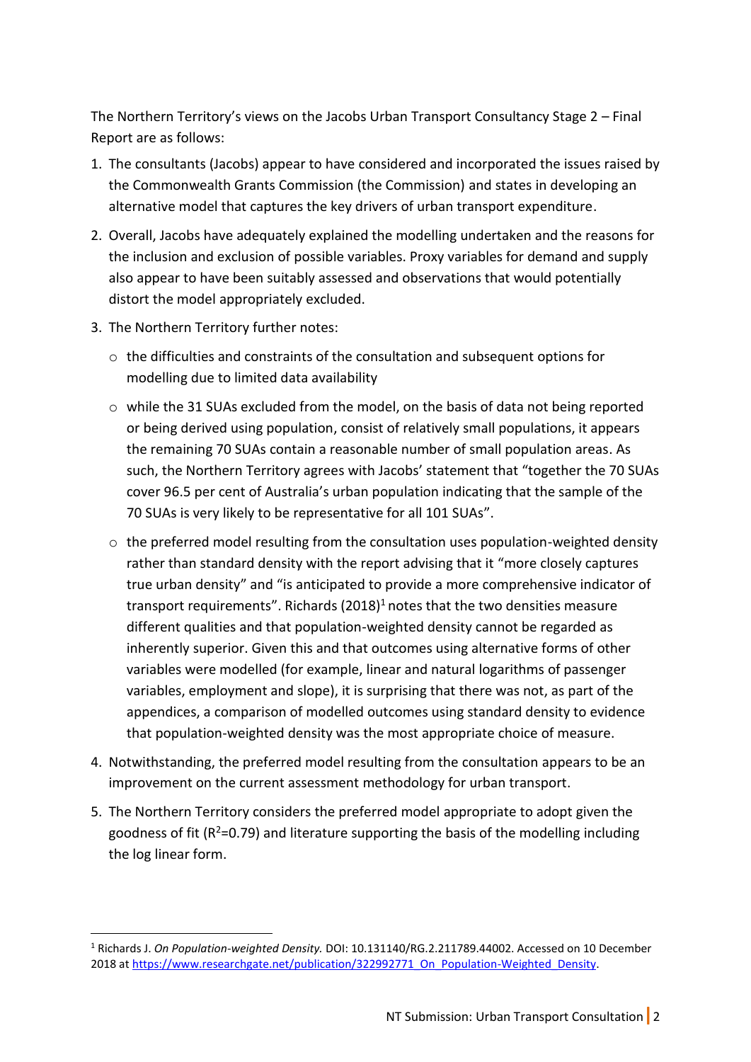The Northern Territory's views on the Jacobs Urban Transport Consultancy Stage 2 – Final Report are as follows:

1. The consultants (Jacobs) appear to have considered and incorporated the issues raised by the Commonwealth Grants Commission (the Commission) and states in developing an alternative model that captures the key drivers of urban transport expenditure.
2. Overall, Jacobs have adequately explained the modelling undertaken and the reasons for the inclusion and exclusion of possible variables. Proxy variables for demand and supply also appear to have been suitably assessed and observations that would potentially distort the model appropriately excluded.
3. The Northern Territory further notes:
   - the difficulties and constraints of the consultation and subsequent options for modelling due to limited data availability
   - while the 31 SUAs excluded from the model, on the basis of data not being reported or being derived using population, consist of relatively small populations, it appears the remaining 70 SUAs contain a reasonable number of small population areas. As such, the Northern Territory agrees with Jacobs' statement that "together the 70 SUAs cover 96.5 per cent of Australia's urban population indicating that the sample of the 70 SUAs is very likely to be representative for all 101 SUAs".
   - the preferred model resulting from the consultation uses population-weighted density rather than standard density with the report advising that it "more closely captures true urban density" and "is anticipated to provide a more comprehensive indicator of transport requirements". Richards (2018)[1] notes that the two densities measure different qualities and that population-weighted density cannot be regarded as inherently superior. Given this and that outcomes using alternative forms of other variables were modelled (for example, linear and natural logarithms of passenger variables, employment and slope), it is surprising that there was not, as part of the appendices, a comparison of modelled outcomes using standard density to evidence that population-weighted density was the most appropriate choice of measure.
4. Notwithstanding, the preferred model resulting from the consultation appears to be an improvement on the current assessment methodology for urban transport.
5. The Northern Territory considers the preferred model appropriate to adopt given the goodness of fit ($R^2$=0.79) and literature supporting the basis of the modelling including the log linear form.

---

[1] Richards J. *On Population-weighted Density.* DOI: 10.131140/RG.2.211789.44002. Accessed on 10 December 2018 at https://www.researchgate.net/publication/322992771_On_Population-Weighted_Density.